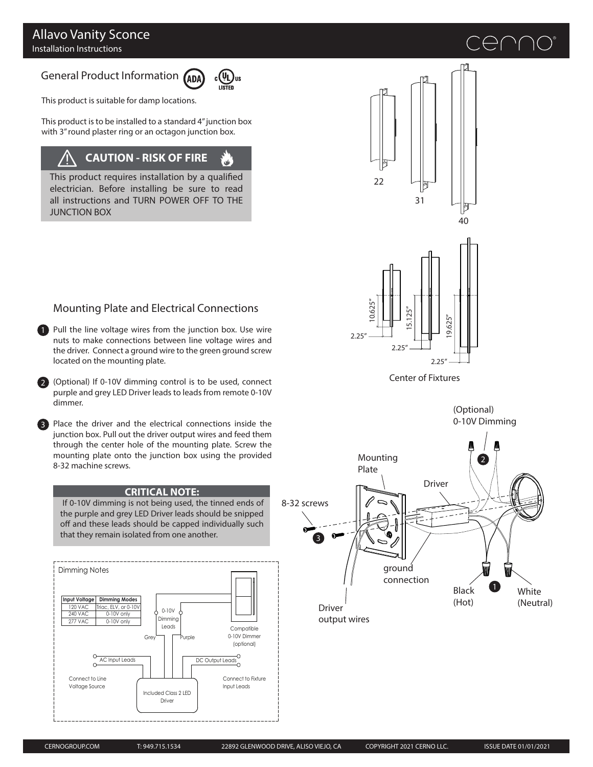# Allavo Vanity Sconce

Installation Instructions

## General Product Information

This product is suitable for damp locations.

This product is to be installed to a standard 4" junction box with 3" round plaster ring or an octagon junction box.

> **CAUTION - RISK OF FIRE**
>
> This product requires installation by a qualified electrician. Before installing be sure to read all instructions and TURN POWER OFF TO THE JUNCTION BOX

22

31

40

10.625"

15.125"

19.625"

2.25"

2.25"

2.25"

Center of Fixtures

## Mounting Plate and Electrical Connections

1. Pull the line voltage wires from the junction box. Use wire nuts to make connections between line voltage wires and the driver. Connect a ground wire to the green ground screw located on the mounting plate.

2. (Optional) If 0-10V dimming control is to be used, connect purple and grey LED Driver leads to leads from remote 0-10V dimmer.

3. Place the driver and the electrical connections inside the junction box. Pull out the driver output wires and feed them through the center hole of the mounting plate. Screw the mounting plate onto the junction box using the provided 8-32 machine screws.

> **CRITICAL NOTE:**
>
> If 0-10V dimming is not being used, the tinned ends of the purple and grey LED Driver leads should be snipped off and these leads should be capped individually such that they remain isolated from one another.

(Optional) 0-10V Dimming

Mounting Plate

Driver

8-32 screws

ground connection

Driver output wires

Black (Hot)

White (Neutral)

### Dimming Notes

| Input Voltage | Dimming Modes |
|---|---|
| 120 VAC | Triac, ELV, or 0-10V |
| 240 VAC | 0-10V only |
| 277 VAC | 0-10V only |

0-10V Dimming Leads

Grey

Purple

Compatible 0-10V Dimmer (optional)

AC Input Leads

DC Output Leads

Connect to Line Voltage Source

Connect to Fixture Input Leads

Included Class 2 LED Driver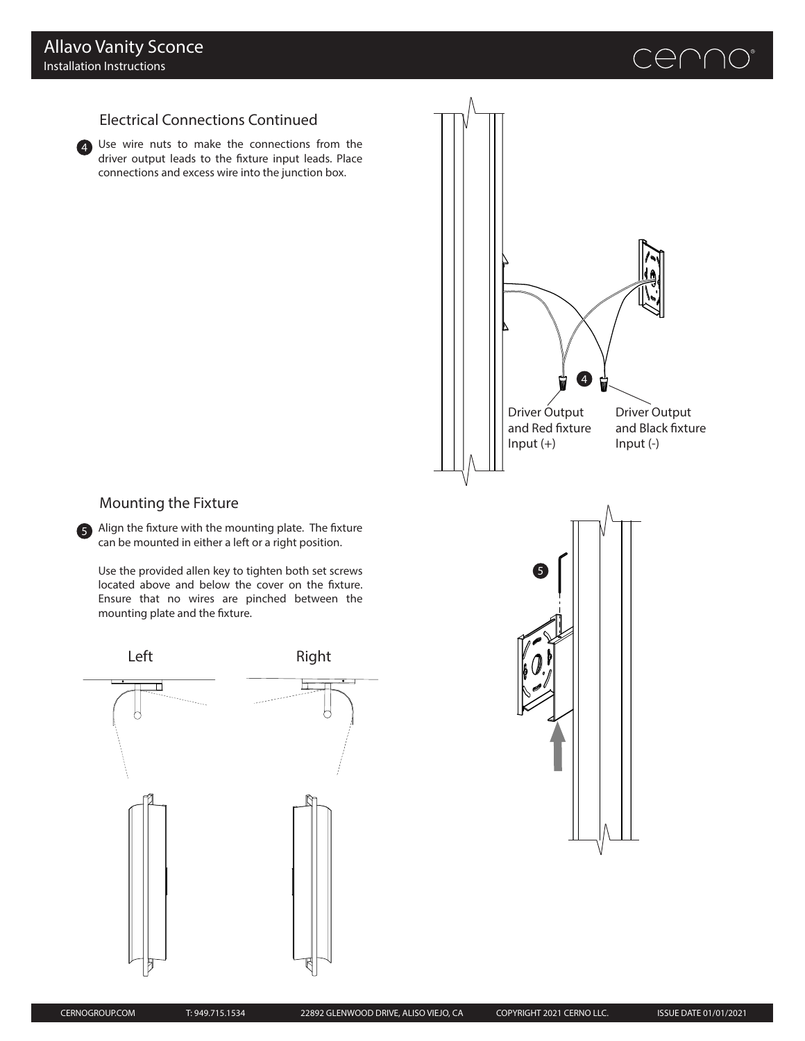## Electrical Connections Continued

4. Use wire nuts to make the connections from the driver output leads to the fixture input leads. Place connections and excess wire into the junction box.

Driver Output and Red fixture Input (+)

Driver Output and Black fixture Input (-)

## Mounting the Fixture

5. Align the fixture with the mounting plate. The fixture can be mounted in either a left or a right position.

   Use the provided allen key to tighten both set screws located above and below the cover on the fixture. Ensure that no wires are pinched between the mounting plate and the fixture.

Left

Right